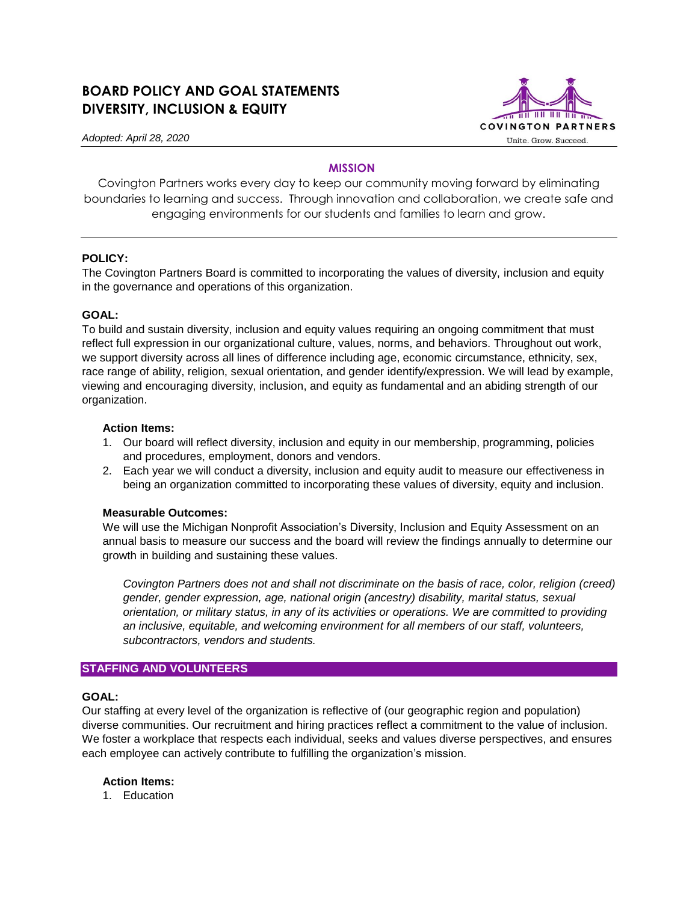# BOARD POLICY AND GOAL STATEMENTS
# DIVERSITY, INCLUSION & EQUITY

COVINGTON PARTNERS
Unite. Grow. Succeed.

*Adopted: April 28, 2020*

## MISSION

Covington Partners works every day to keep our community moving forward by eliminating boundaries to learning and success. Through innovation and collaboration, we create safe and engaging environments for our students and families to learn and grow.

---

**POLICY:**

The Covington Partners Board is committed to incorporating the values of diversity, inclusion and equity in the governance and operations of this organization.

**GOAL:**

To build and sustain diversity, inclusion and equity values requiring an ongoing commitment that must reflect full expression in our organizational culture, values, norms, and behaviors. Throughout out work, we support diversity across all lines of difference including age, economic circumstance, ethnicity, sex, race range of ability, religion, sexual orientation, and gender identify/expression. We will lead by example, viewing and encouraging diversity, inclusion, and equity as fundamental and an abiding strength of our organization.

**Action Items:**

1. Our board will reflect diversity, inclusion and equity in our membership, programming, policies and procedures, employment, donors and vendors.
2. Each year we will conduct a diversity, inclusion and equity audit to measure our effectiveness in being an organization committed to incorporating these values of diversity, equity and inclusion.

**Measurable Outcomes:**

We will use the Michigan Nonprofit Association's Diversity, Inclusion and Equity Assessment on an annual basis to measure our success and the board will review the findings annually to determine our growth in building and sustaining these values.

*Covington Partners does not and shall not discriminate on the basis of race, color, religion (creed) gender, gender expression, age, national origin (ancestry) disability, marital status, sexual orientation, or military status, in any of its activities or operations. We are committed to providing an inclusive, equitable, and welcoming environment for all members of our staff, volunteers, subcontractors, vendors and students.*

## STAFFING AND VOLUNTEERS

**GOAL:**

Our staffing at every level of the organization is reflective of (our geographic region and population) diverse communities. Our recruitment and hiring practices reflect a commitment to the value of inclusion. We foster a workplace that respects each individual, seeks and values diverse perspectives, and ensures each employee can actively contribute to fulfilling the organization's mission.

**Action Items:**

1. Education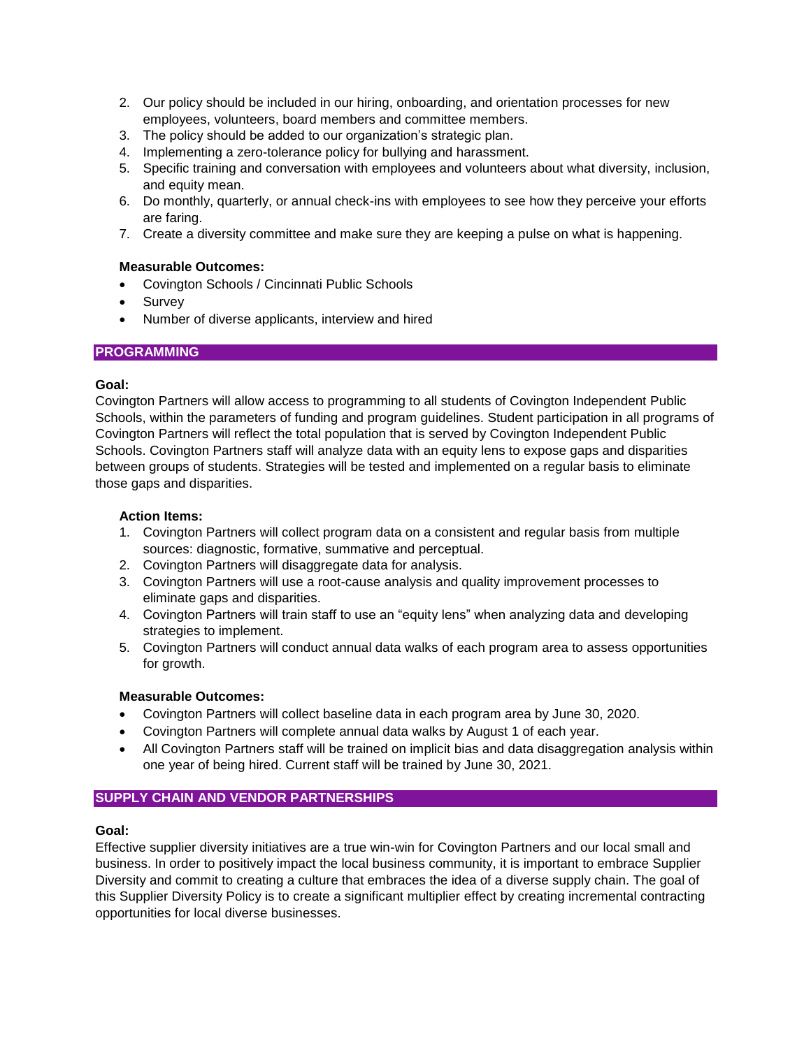2. Our policy should be included in our hiring, onboarding, and orientation processes for new employees, volunteers, board members and committee members.
3. The policy should be added to our organization's strategic plan.
4. Implementing a zero-tolerance policy for bullying and harassment.
5. Specific training and conversation with employees and volunteers about what diversity, inclusion, and equity mean.
6. Do monthly, quarterly, or annual check-ins with employees to see how they perceive your efforts are faring.
7. Create a diversity committee and make sure they are keeping a pulse on what is happening.

**Measurable Outcomes:**

- Covington Schools / Cincinnati Public Schools
- Survey
- Number of diverse applicants, interview and hired

## PROGRAMMING

**Goal:**

Covington Partners will allow access to programming to all students of Covington Independent Public Schools, within the parameters of funding and program guidelines. Student participation in all programs of Covington Partners will reflect the total population that is served by Covington Independent Public Schools. Covington Partners staff will analyze data with an equity lens to expose gaps and disparities between groups of students. Strategies will be tested and implemented on a regular basis to eliminate those gaps and disparities.

**Action Items:**

1. Covington Partners will collect program data on a consistent and regular basis from multiple sources: diagnostic, formative, summative and perceptual.
2. Covington Partners will disaggregate data for analysis.
3. Covington Partners will use a root-cause analysis and quality improvement processes to eliminate gaps and disparities.
4. Covington Partners will train staff to use an "equity lens" when analyzing data and developing strategies to implement.
5. Covington Partners will conduct annual data walks of each program area to assess opportunities for growth.

**Measurable Outcomes:**

- Covington Partners will collect baseline data in each program area by June 30, 2020.
- Covington Partners will complete annual data walks by August 1 of each year.
- All Covington Partners staff will be trained on implicit bias and data disaggregation analysis within one year of being hired. Current staff will be trained by June 30, 2021.

## SUPPLY CHAIN AND VENDOR PARTNERSHIPS

**Goal:**

Effective supplier diversity initiatives are a true win-win for Covington Partners and our local small and business. In order to positively impact the local business community, it is important to embrace Supplier Diversity and commit to creating a culture that embraces the idea of a diverse supply chain. The goal of this Supplier Diversity Policy is to create a significant multiplier effect by creating incremental contracting opportunities for local diverse businesses.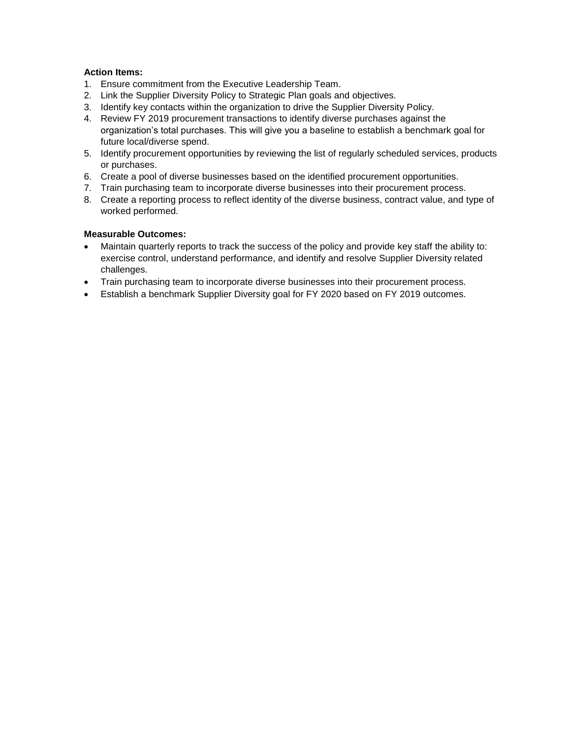**Action Items:**

1. Ensure commitment from the Executive Leadership Team.
2. Link the Supplier Diversity Policy to Strategic Plan goals and objectives.
3. Identify key contacts within the organization to drive the Supplier Diversity Policy.
4. Review FY 2019 procurement transactions to identify diverse purchases against the organization's total purchases. This will give you a baseline to establish a benchmark goal for future local/diverse spend.
5. Identify procurement opportunities by reviewing the list of regularly scheduled services, products or purchases.
6. Create a pool of diverse businesses based on the identified procurement opportunities.
7. Train purchasing team to incorporate diverse businesses into their procurement process.
8. Create a reporting process to reflect identity of the diverse business, contract value, and type of worked performed.

**Measurable Outcomes:**

- Maintain quarterly reports to track the success of the policy and provide key staff the ability to: exercise control, understand performance, and identify and resolve Supplier Diversity related challenges.
- Train purchasing team to incorporate diverse businesses into their procurement process.
- Establish a benchmark Supplier Diversity goal for FY 2020 based on FY 2019 outcomes.